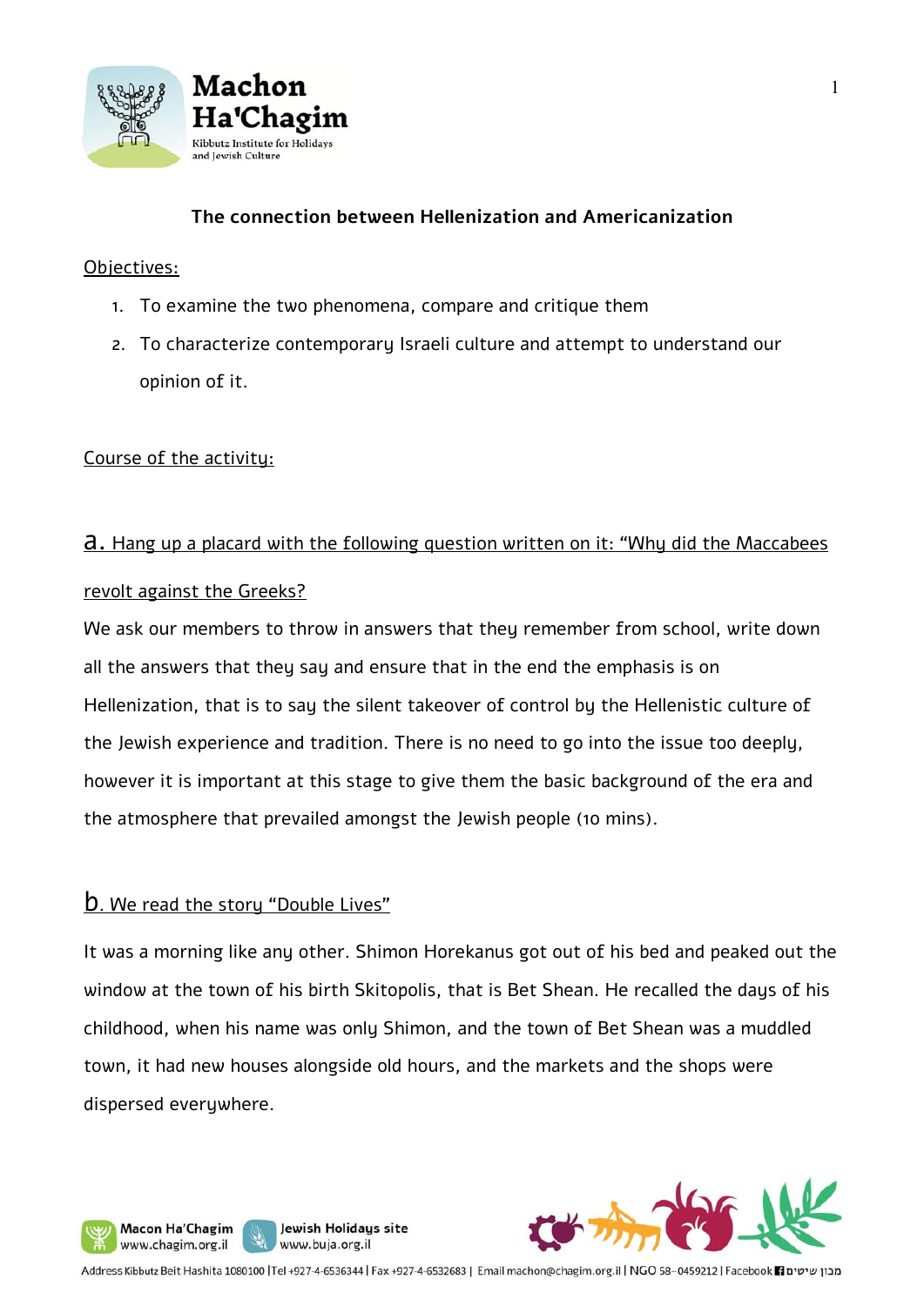## The connection between Hellenization and Americanization

Objectives:

1. To examine the two phenomena, compare and critique them
2. To characterize contemporary Israeli culture and attempt to understand our opinion of it.

Course of the activity:

a. Hang up a placard with the following question written on it: "Why did the Maccabees revolt against the Greeks?

We ask our members to throw in answers that they remember from school, write down all the answers that they say and ensure that in the end the emphasis is on Hellenization, that is to say the silent takeover of control by the Hellenistic culture of the Jewish experience and tradition. There is no need to go into the issue too deeply, however it is important at this stage to give them the basic background of the era and the atmosphere that prevailed amongst the Jewish people (10 mins).

b. We read the story "Double Lives"

It was a morning like any other. Shimon Horekanus got out of his bed and peaked out the window at the town of his birth Skitopolis, that is Bet Shean. He recalled the days of his childhood, when his name was only Shimon, and the town of Bet Shean was a muddled town, it had new houses alongside old hours, and the markets and the shops were dispersed everywhere.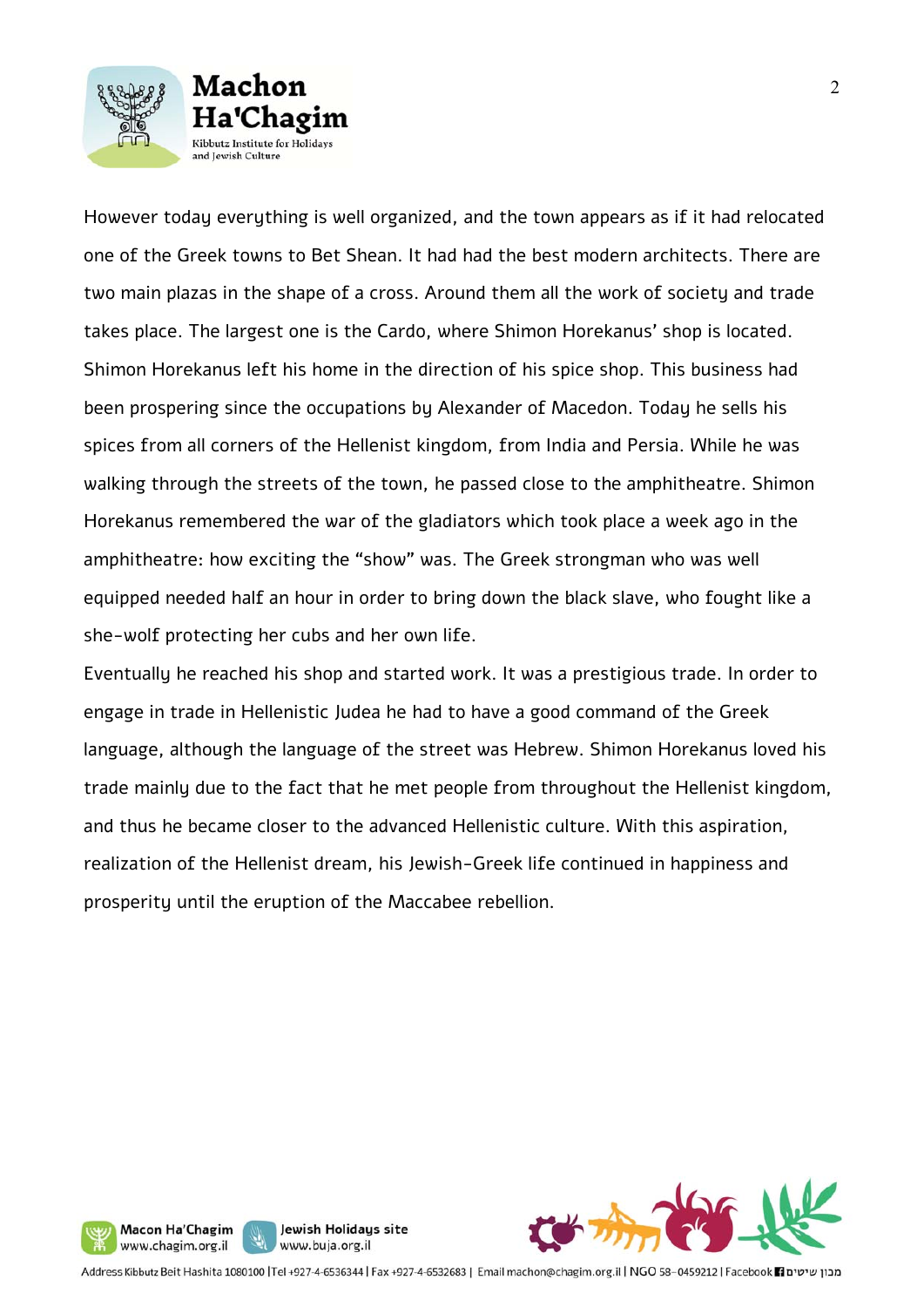However today everything is well organized, and the town appears as if it had relocated one of the Greek towns to Bet Shean. It had had the best modern architects. There are two main plazas in the shape of a cross. Around them all the work of society and trade takes place. The largest one is the Cardo, where Shimon Horekanus' shop is located. Shimon Horekanus left his home in the direction of his spice shop. This business had been prospering since the occupations by Alexander of Macedon. Today he sells his spices from all corners of the Hellenist kingdom, from India and Persia. While he was walking through the streets of the town, he passed close to the amphitheatre. Shimon Horekanus remembered the war of the gladiators which took place a week ago in the amphitheatre: how exciting the "show" was. The Greek strongman who was well equipped needed half an hour in order to bring down the black slave, who fought like a she-wolf protecting her cubs and her own life.

Eventually he reached his shop and started work. It was a prestigious trade. In order to engage in trade in Hellenistic Judea he had to have a good command of the Greek language, although the language of the street was Hebrew. Shimon Horekanus loved his trade mainly due to the fact that he met people from throughout the Hellenist kingdom, and thus he became closer to the advanced Hellenistic culture. With this aspiration, realization of the Hellenist dream, his Jewish-Greek life continued in happiness and prosperity until the eruption of the Maccabee rebellion.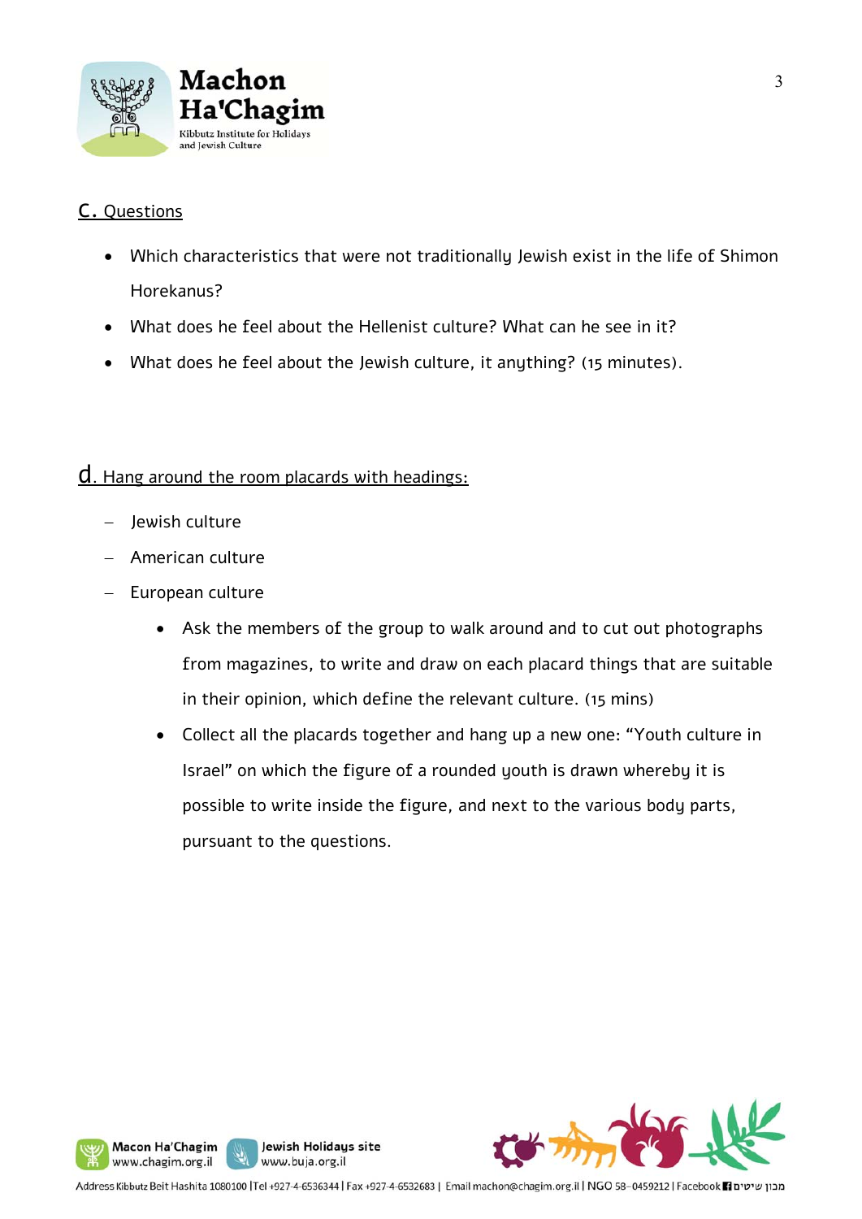## C. Questions

- Which characteristics that were not traditionally Jewish exist in the life of Shimon Horekanus?
- What does he feel about the Hellenist culture? What can he see in it?
- What does he feel about the Jewish culture, it anything? (15 minutes).

## d. Hang around the room placards with headings:

- Jewish culture
- American culture
- European culture
  - Ask the members of the group to walk around and to cut out photographs from magazines, to write and draw on each placard things that are suitable in their opinion, which define the relevant culture. (15 mins)
  - Collect all the placards together and hang up a new one: "Youth culture in Israel" on which the figure of a rounded youth is drawn whereby it is possible to write inside the figure, and next to the various body parts, pursuant to the questions.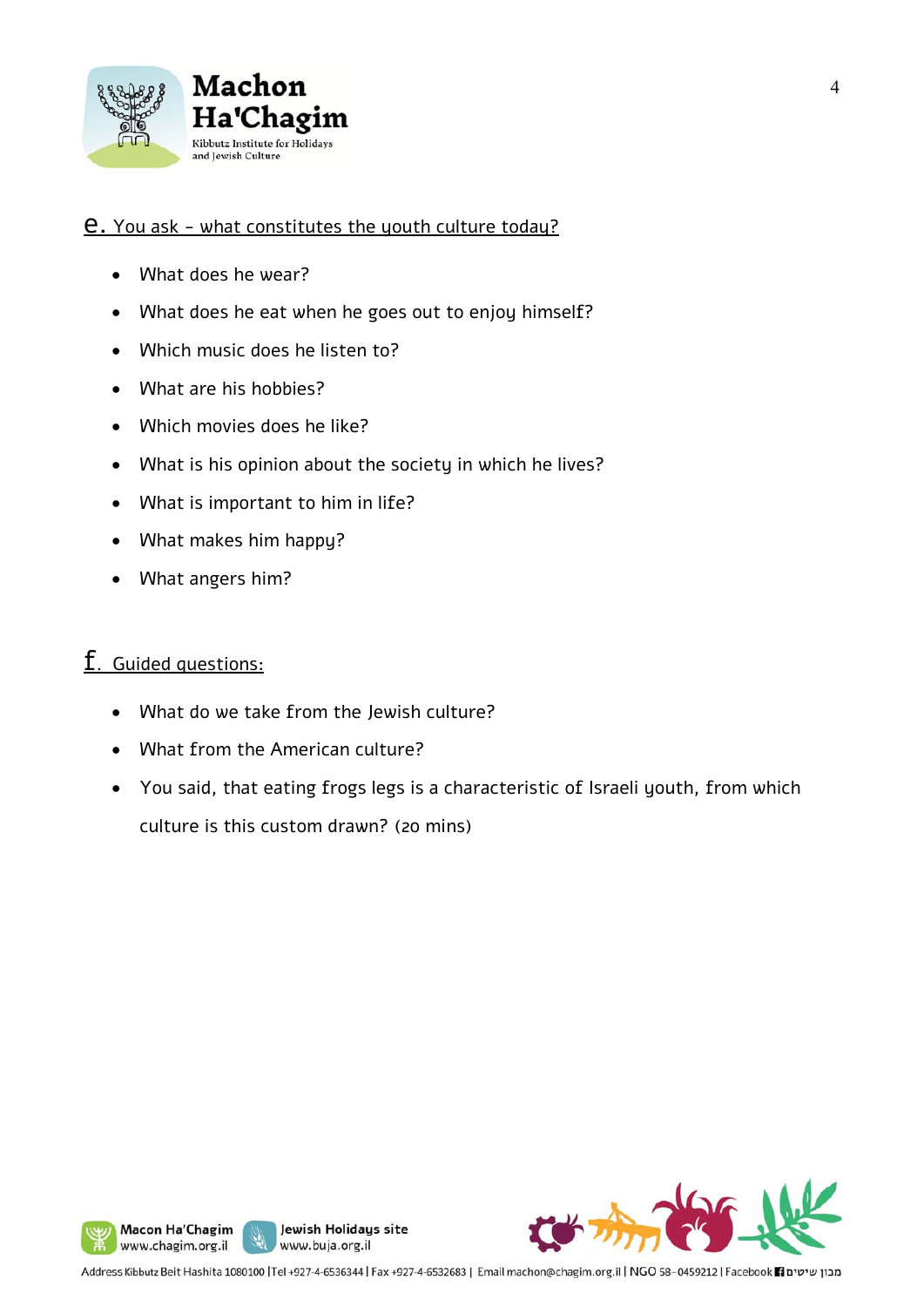## e. You ask – what constitutes the youth culture today?

- What does he wear?
- What does he eat when he goes out to enjoy himself?
- Which music does he listen to?
- What are his hobbies?
- Which movies does he like?
- What is his opinion about the society in which he lives?
- What is important to him in life?
- What makes him happy?
- What angers him?

## f. Guided questions:

- What do we take from the Jewish culture?
- What from the American culture?
- You said, that eating frogs legs is a characteristic of Israeli youth, from which culture is this custom drawn? (20 mins)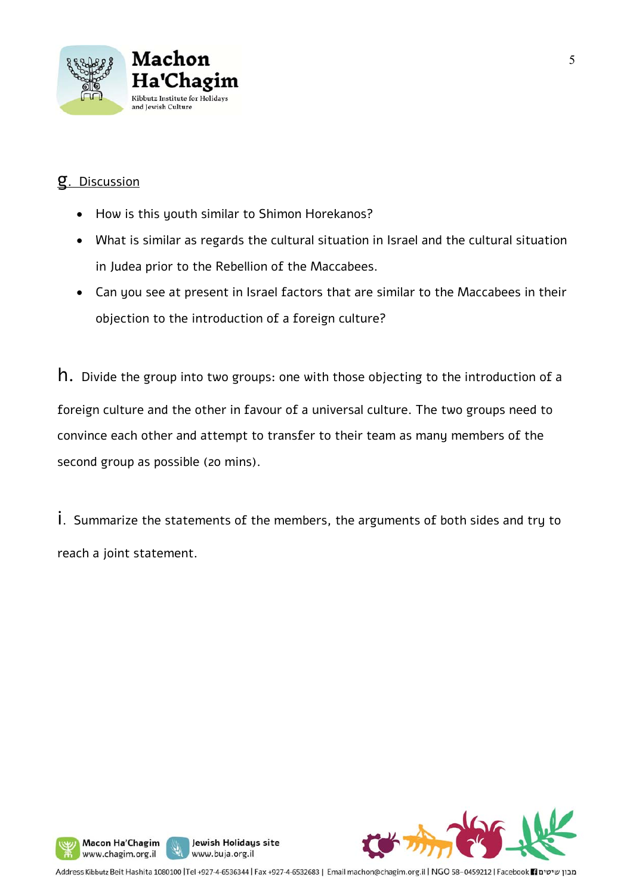g. Discussion

- How is this youth similar to Shimon Horekanos?
- What is similar as regards the cultural situation in Israel and the cultural situation in Judea prior to the Rebellion of the Maccabees.
- Can you see at present in Israel factors that are similar to the Maccabees in their objection to the introduction of a foreign culture?

h. Divide the group into two groups: one with those objecting to the introduction of a foreign culture and the other in favour of a universal culture. The two groups need to convince each other and attempt to transfer to their team as many members of the second group as possible (20 mins).

i. Summarize the statements of the members, the arguments of both sides and try to reach a joint statement.